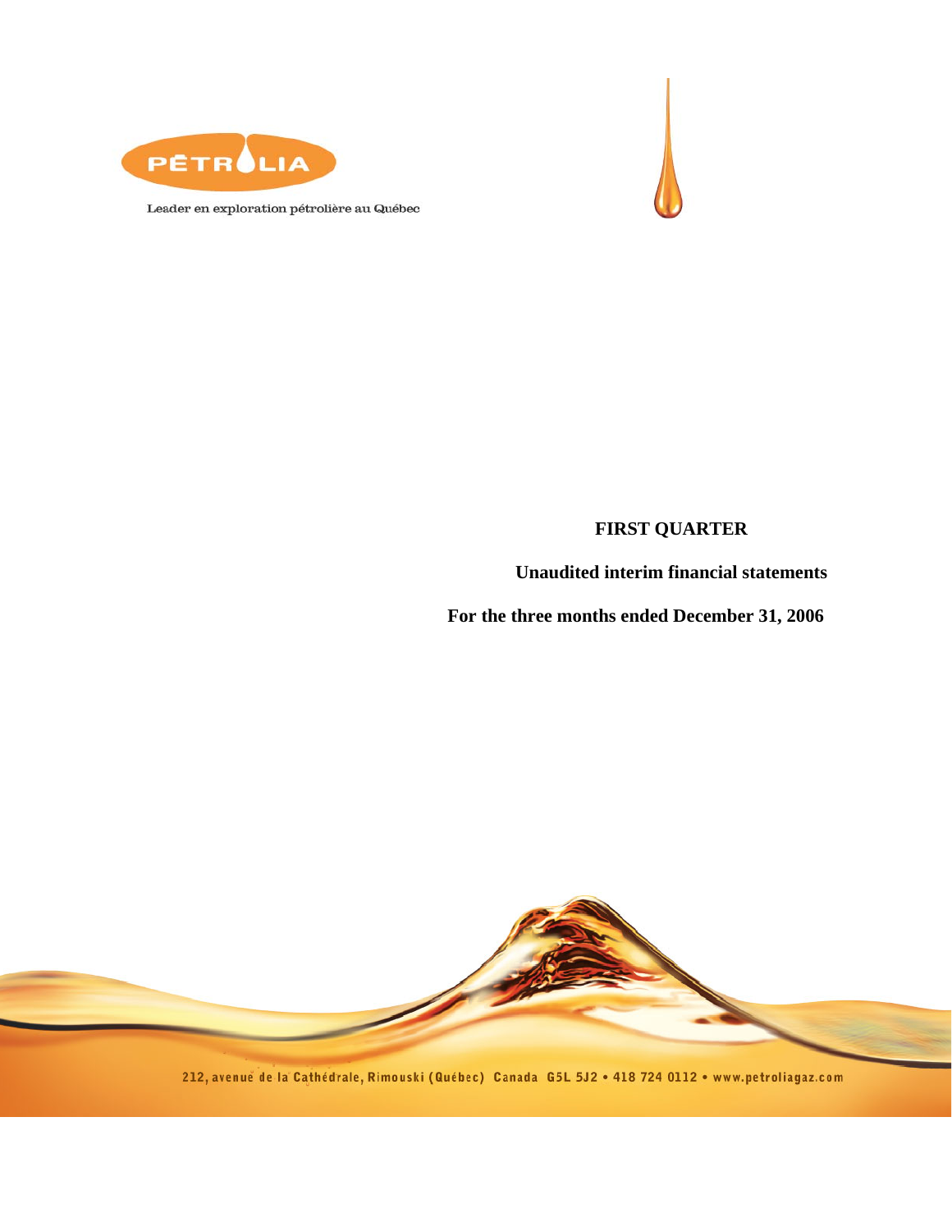PÉTROLIA

Leader en exploration pétrolière au Québec

**FIRST QUARTER**

**Unaudited interim financial statements**

**For the three months ended December 31, 2006**

212, avenue de la Cathédrale, Rimouski (Québec) Canada G5L 5J2 • 418 724 0112 • www.petroliagaz.com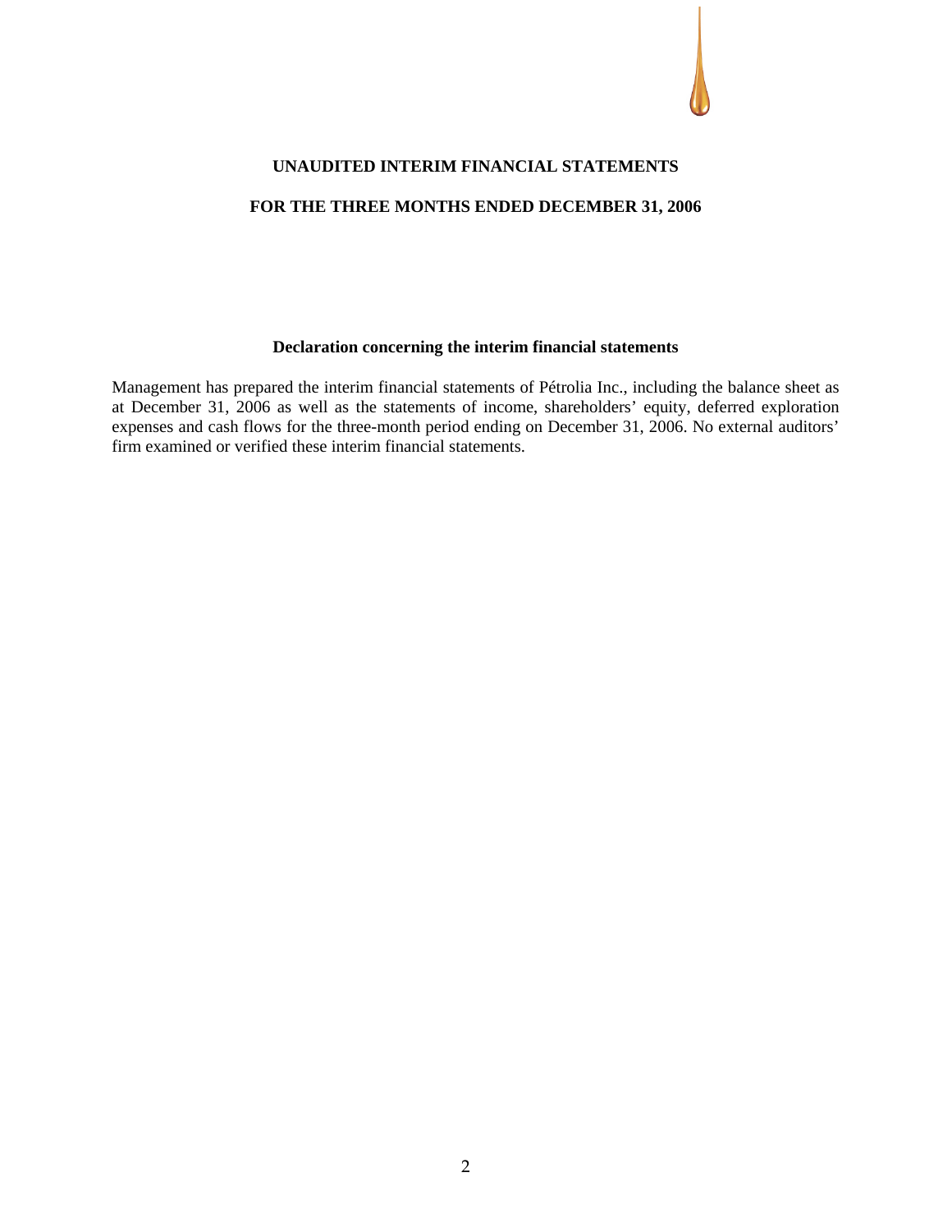# UNAUDITED INTERIM FINANCIAL STATEMENTS

## FOR THE THREE MONTHS ENDED DECEMBER 31, 2006

### Declaration concerning the interim financial statements

Management has prepared the interim financial statements of Pétrolia Inc., including the balance sheet as at December 31, 2006 as well as the statements of income, shareholders' equity, deferred exploration expenses and cash flows for the three-month period ending on December 31, 2006. No external auditors' firm examined or verified these interim financial statements.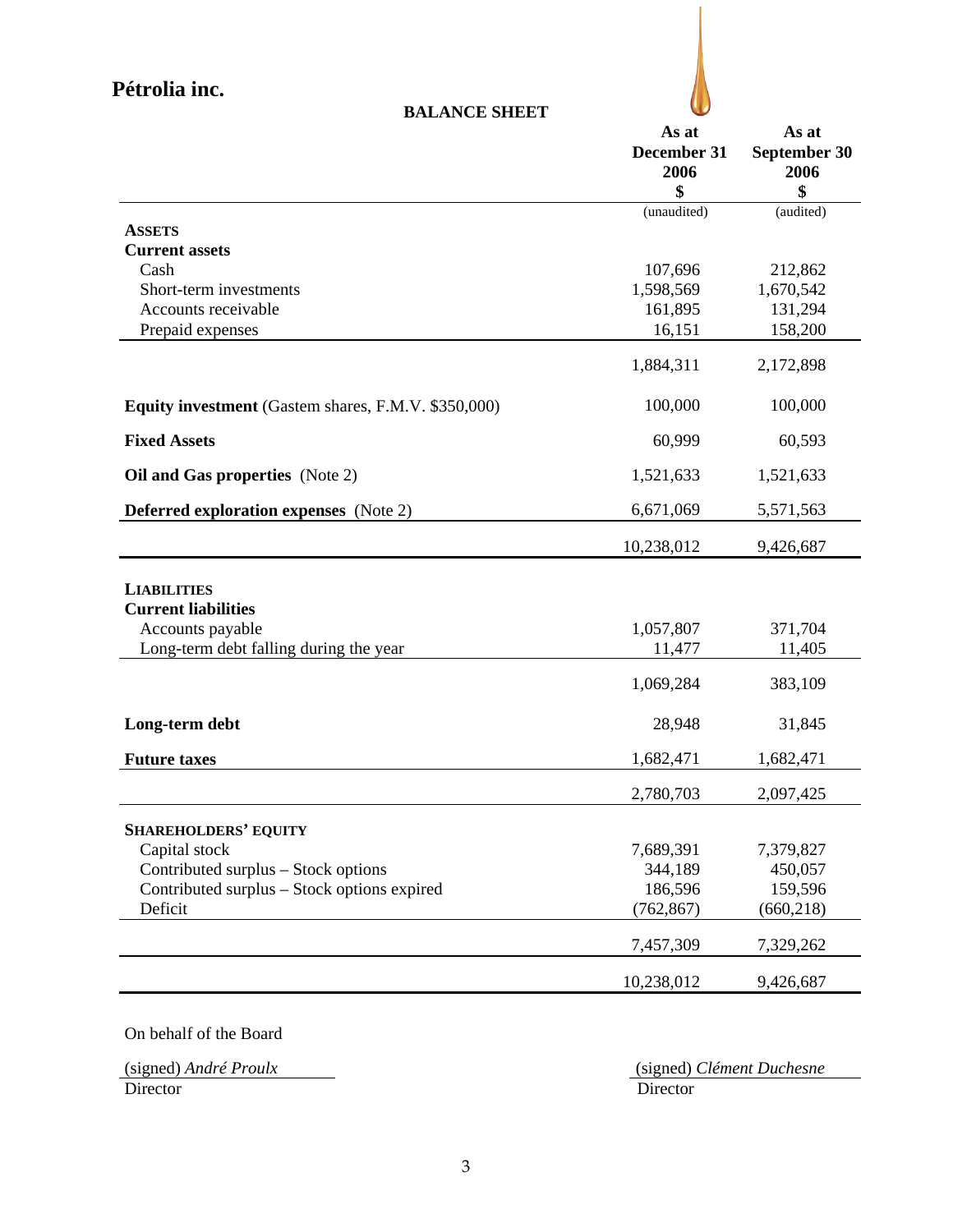# Pétrolia inc.

## BALANCE SHEET

| | As at December 31 2006 $ | As at September 30 2006 $ |
|---|---|---|
| | (unaudited) | (audited) |
| **ASSETS** | | |
| **Current assets** | | |
| Cash | 107,696 | 212,862 |
| Short-term investments | 1,598,569 | 1,670,542 |
| Accounts receivable | 161,895 | 131,294 |
| Prepaid expenses | 16,151 | 158,200 |
| | 1,884,311 | 2,172,898 |
| **Equity investment** (Gastem shares, F.M.V. $350,000) | 100,000 | 100,000 |
| **Fixed Assets** | 60,999 | 60,593 |
| **Oil and Gas properties** (Note 2) | 1,521,633 | 1,521,633 |
| **Deferred exploration expenses** (Note 2) | 6,671,069 | 5,571,563 |
| | 10,238,012 | 9,426,687 |
| **LIABILITIES** | | |
| **Current liabilities** | | |
| Accounts payable | 1,057,807 | 371,704 |
| Long-term debt falling during the year | 11,477 | 11,405 |
| | 1,069,284 | 383,109 |
| **Long-term debt** | 28,948 | 31,845 |
| **Future taxes** | 1,682,471 | 1,682,471 |
| | 2,780,703 | 2,097,425 |
| **SHAREHOLDERS' EQUITY** | | |
| Capital stock | 7,689,391 | 7,379,827 |
| Contributed surplus – Stock options | 344,189 | 450,057 |
| Contributed surplus – Stock options expired | 186,596 | 159,596 |
| Deficit | (762,867) | (660,218) |
| | 7,457,309 | 7,329,262 |
| | 10,238,012 | 9,426,687 |

On behalf of the Board

(signed) *André Proulx*
Director

(signed) *Clément Duchesne*
Director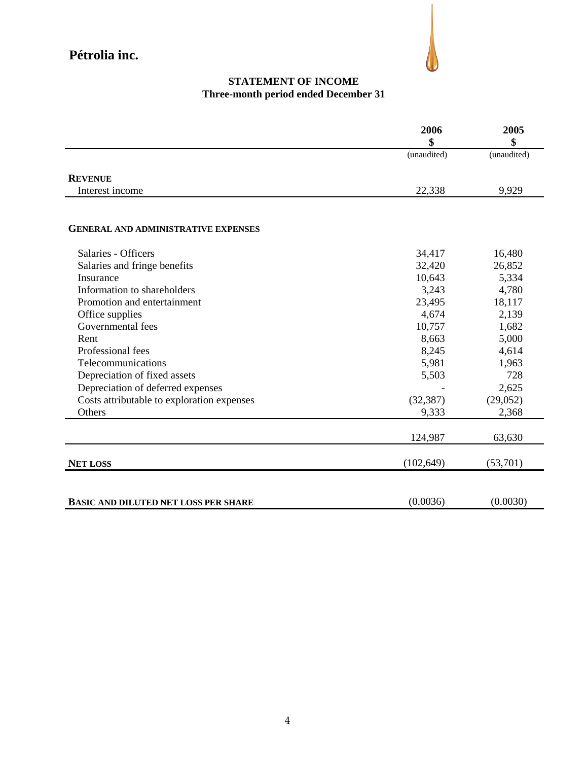# Pétrolia inc.

## STATEMENT OF INCOME
### Three-month period ended December 31

| | 2006<br>$<br>(unaudited) | 2005<br>$<br>(unaudited) |
|---|---|---|
| **REVENUE** | | |
| Interest income | 22,338 | 9,929 |
| **GENERAL AND ADMINISTRATIVE EXPENSES** | | |
| Salaries - Officers | 34,417 | 16,480 |
| Salaries and fringe benefits | 32,420 | 26,852 |
| Insurance | 10,643 | 5,334 |
| Information to shareholders | 3,243 | 4,780 |
| Promotion and entertainment | 23,495 | 18,117 |
| Office supplies | 4,674 | 2,139 |
| Governmental fees | 10,757 | 1,682 |
| Rent | 8,663 | 5,000 |
| Professional fees | 8,245 | 4,614 |
| Telecommunications | 5,981 | 1,963 |
| Depreciation of fixed assets | 5,503 | 728 |
| Depreciation of deferred expenses | - | 2,625 |
| Costs attributable to exploration expenses | (32,387) | (29,052) |
| Others | 9,333 | 2,368 |
| | 124,987 | 63,630 |
| **NET LOSS** | (102,649) | (53,701) |
| **BASIC AND DILUTED NET LOSS PER SHARE** | (0.0036) | (0.0030) |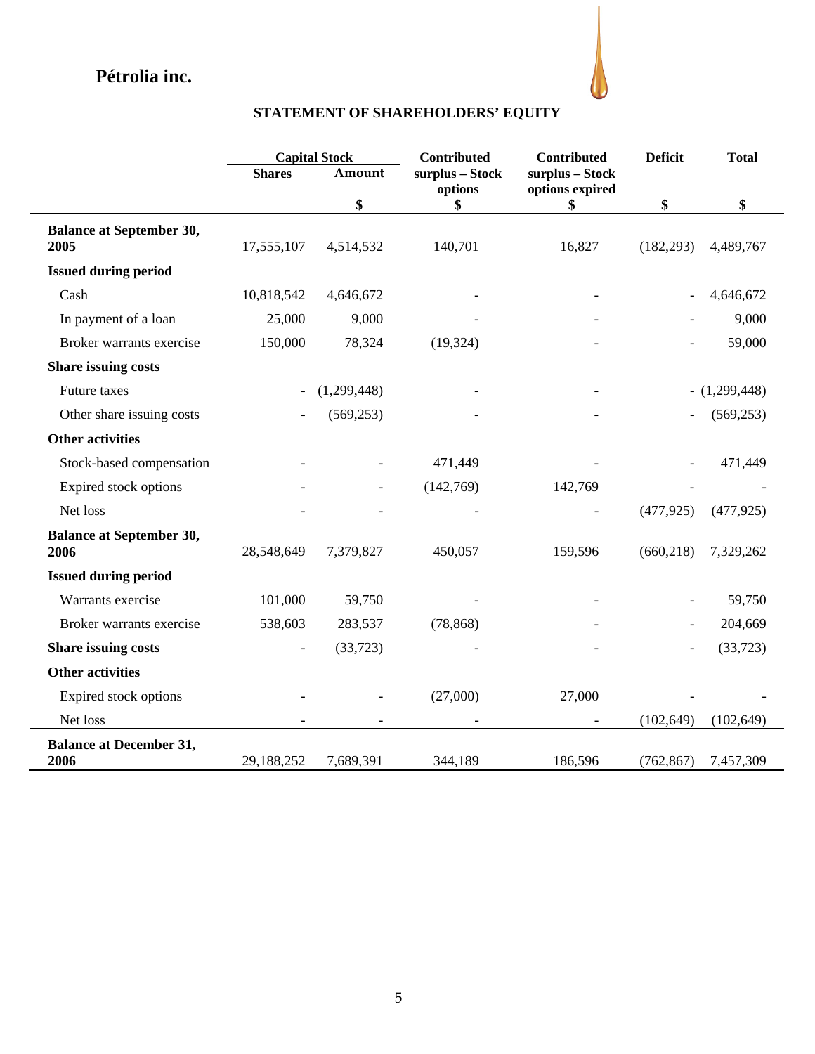**Pétrolia inc.**

## STATEMENT OF SHAREHOLDERS' EQUITY

| | Capital Stock | | Contributed surplus – Stock options | Contributed surplus – Stock options expired | Deficit | Total |
|---|---|---|---|---|---|---|
| | Shares | Amount | | | | |
| | | $ | $ | $ | $ | $ |
| **Balance at September 30, 2005** | 17,555,107 | 4,514,532 | 140,701 | 16,827 | (182,293) | 4,489,767 |
| **Issued during period** | | | | | | |
| Cash | 10,818,542 | 4,646,672 | - | - | - | 4,646,672 |
| In payment of a loan | 25,000 | 9,000 | - | - | - | 9,000 |
| Broker warrants exercise | 150,000 | 78,324 | (19,324) | - | - | 59,000 |
| **Share issuing costs** | | | | | | |
| Future taxes | - | (1,299,448) | - | - | - | (1,299,448) |
| Other share issuing costs | - | (569,253) | - | - | - | (569,253) |
| **Other activities** | | | | | | |
| Stock-based compensation | - | - | 471,449 | - | - | 471,449 |
| Expired stock options | - | - | (142,769) | 142,769 | - | - |
| Net loss | - | - | - | - | (477,925) | (477,925) |
| **Balance at September 30, 2006** | 28,548,649 | 7,379,827 | 450,057 | 159,596 | (660,218) | 7,329,262 |
| **Issued during period** | | | | | | |
| Warrants exercise | 101,000 | 59,750 | - | - | - | 59,750 |
| Broker warrants exercise | 538,603 | 283,537 | (78,868) | - | - | 204,669 |
| **Share issuing costs** | - | (33,723) | - | - | - | (33,723) |
| **Other activities** | | | | | | |
| Expired stock options | - | - | (27,000) | 27,000 | - | - |
| Net loss | - | - | - | - | (102,649) | (102,649) |
| **Balance at December 31, 2006** | 29,188,252 | 7,689,391 | 344,189 | 186,596 | (762,867) | 7,457,309 |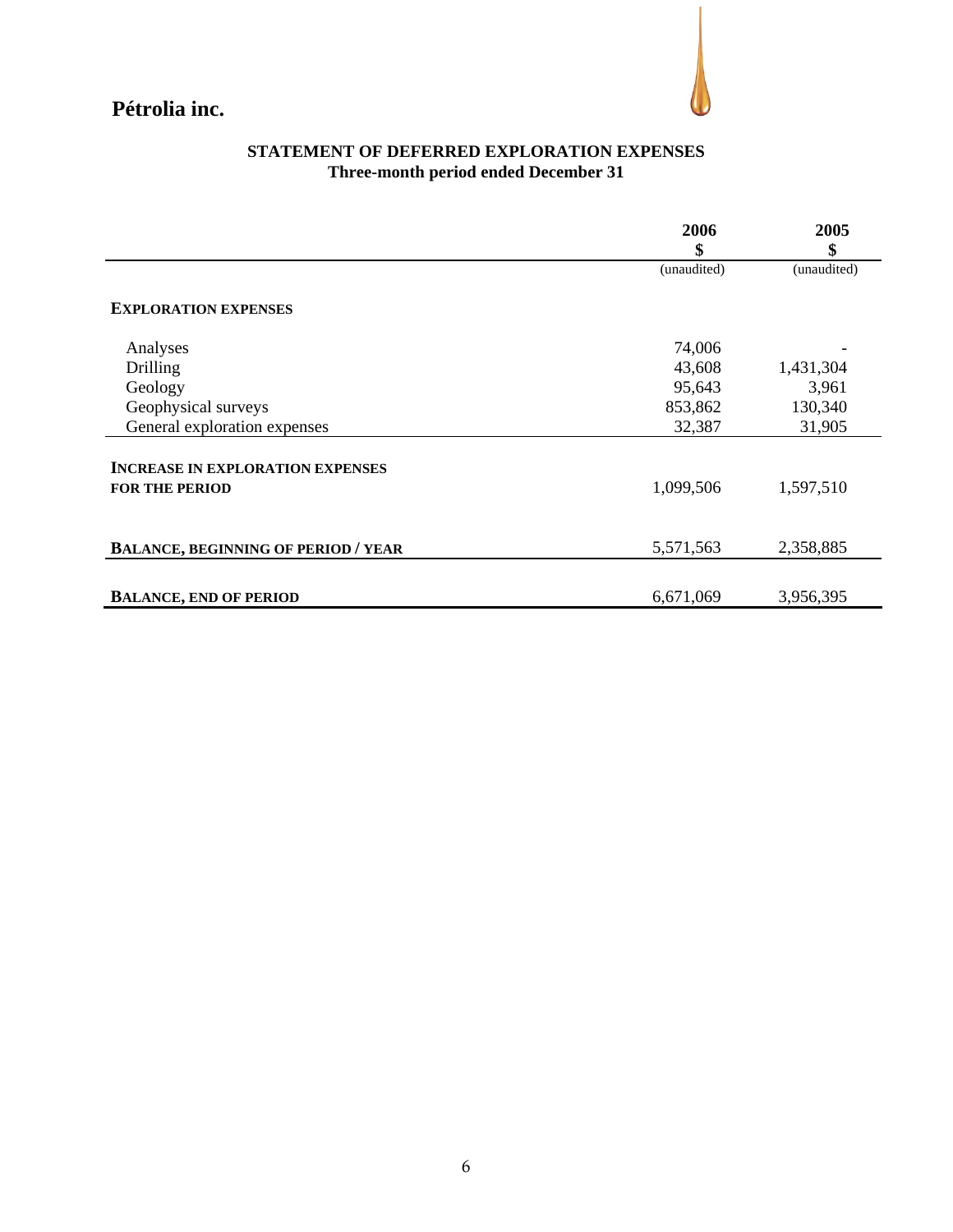**Pétrolia inc.**

## STATEMENT OF DEFERRED EXPLORATION EXPENSES
### Three-month period ended December 31

| | 2006<br>$ | 2005<br>$ |
|---|---|---|
| | (unaudited) | (unaudited) |
| **EXPLORATION EXPENSES** | | |
| Analyses | 74,006 | - |
| Drilling | 43,608 | 1,431,304 |
| Geology | 95,643 | 3,961 |
| Geophysical surveys | 853,862 | 130,340 |
| General exploration expenses | 32,387 | 31,905 |
| **INCREASE IN EXPLORATION EXPENSES FOR THE PERIOD** | 1,099,506 | 1,597,510 |
| **BALANCE, BEGINNING OF PERIOD / YEAR** | 5,571,563 | 2,358,885 |
| **BALANCE, END OF PERIOD** | 6,671,069 | 3,956,395 |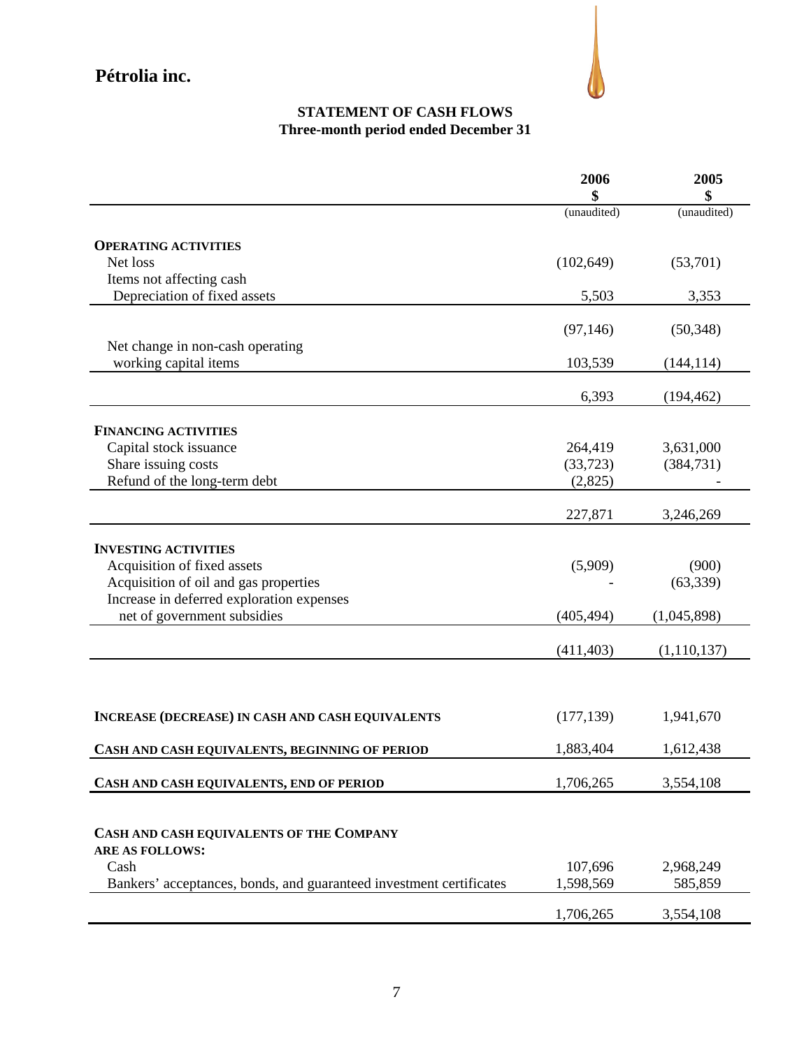**Pétrolia inc.**

## STATEMENT OF CASH FLOWS
### Three-month period ended December 31

| | 2006 $ (unaudited) | 2005 $ (unaudited) |
|---|---|---|
| **OPERATING ACTIVITIES** | | |
| Net loss | (102,649) | (53,701) |
| Items not affecting cash | | |
| Depreciation of fixed assets | 5,503 | 3,353 |
| | (97,146) | (50,348) |
| Net change in non-cash operating working capital items | 103,539 | (144,114) |
| | 6,393 | (194,462) |
| **FINANCING ACTIVITIES** | | |
| Capital stock issuance | 264,419 | 3,631,000 |
| Share issuing costs | (33,723) | (384,731) |
| Refund of the long-term debt | (2,825) | - |
| | 227,871 | 3,246,269 |
| **INVESTING ACTIVITIES** | | |
| Acquisition of fixed assets | (5,909) | (900) |
| Acquisition of oil and gas properties | - | (63,339) |
| Increase in deferred exploration expenses net of government subsidies | (405,494) | (1,045,898) |
| | (411,403) | (1,110,137) |
| **INCREASE (DECREASE) IN CASH AND CASH EQUIVALENTS** | (177,139) | 1,941,670 |
| **CASH AND CASH EQUIVALENTS, BEGINNING OF PERIOD** | 1,883,404 | 1,612,438 |
| **CASH AND CASH EQUIVALENTS, END OF PERIOD** | 1,706,265 | 3,554,108 |
| **CASH AND CASH EQUIVALENTS OF THE COMPANY ARE AS FOLLOWS:** | | |
| Cash | 107,696 | 2,968,249 |
| Bankers' acceptances, bonds, and guaranteed investment certificates | 1,598,569 | 585,859 |
| | 1,706,265 | 3,554,108 |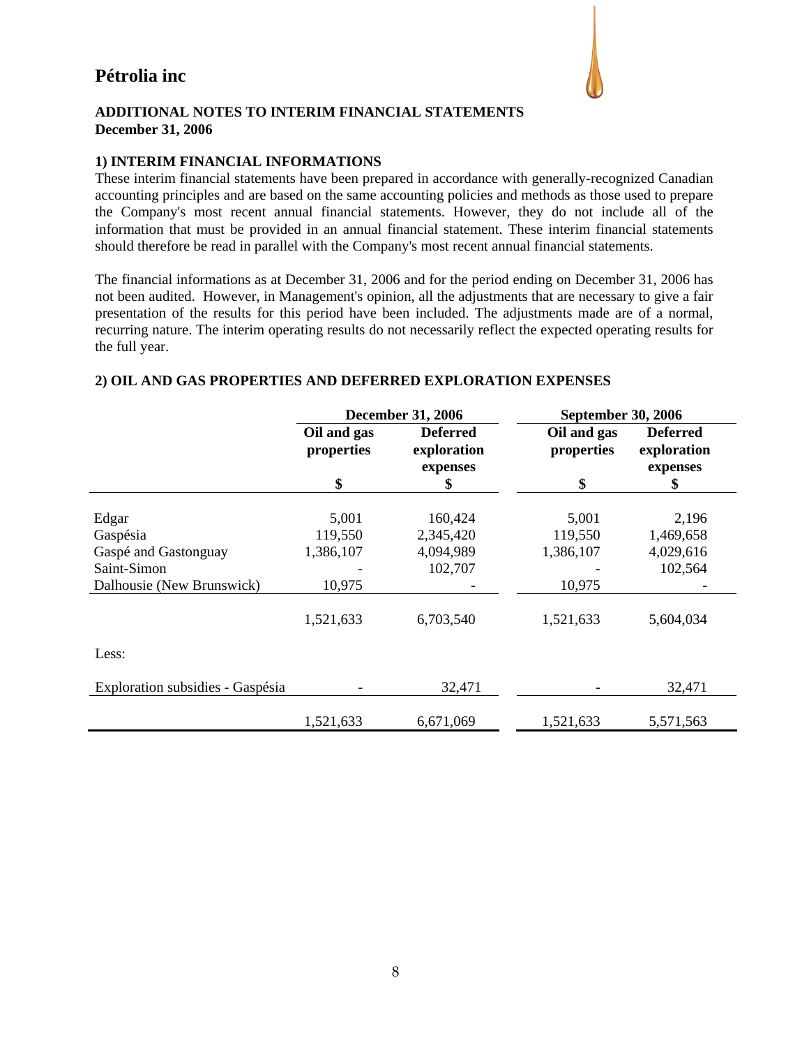# Pétrolia inc

**ADDITIONAL NOTES TO INTERIM FINANCIAL STATEMENTS**
**December 31, 2006**

### 1) INTERIM FINANCIAL INFORMATIONS

These interim financial statements have been prepared in accordance with generally-recognized Canadian accounting principles and are based on the same accounting policies and methods as those used to prepare the Company's most recent annual financial statements. However, they do not include all of the information that must be provided in an annual financial statement. These interim financial statements should therefore be read in parallel with the Company's most recent annual financial statements.

The financial informations as at December 31, 2006 and for the period ending on December 31, 2006 has not been audited. However, in Management's opinion, all the adjustments that are necessary to give a fair presentation of the results for this period have been included. The adjustments made are of a normal, recurring nature. The interim operating results do not necessarily reflect the expected operating results for the full year.

### 2) OIL AND GAS PROPERTIES AND DEFERRED EXPLORATION EXPENSES

| | December 31, 2006 | | September 30, 2006 | |
|---|---|---|---|---|
| | Oil and gas properties | Deferred exploration expenses | Oil and gas properties | Deferred exploration expenses |
| | $ | $ | $ | $ |
| Edgar | 5,001 | 160,424 | 5,001 | 2,196 |
| Gaspésia | 119,550 | 2,345,420 | 119,550 | 1,469,658 |
| Gaspé and Gastonguay | 1,386,107 | 4,094,989 | 1,386,107 | 4,029,616 |
| Saint-Simon | - | 102,707 | - | 102,564 |
| Dalhousie (New Brunswick) | 10,975 | - | 10,975 | - |
| | 1,521,633 | 6,703,540 | 1,521,633 | 5,604,034 |
| Less: | | | | |
| Exploration subsidies - Gaspésia | - | 32,471 | - | 32,471 |
| | 1,521,633 | 6,671,069 | 1,521,633 | 5,571,563 |